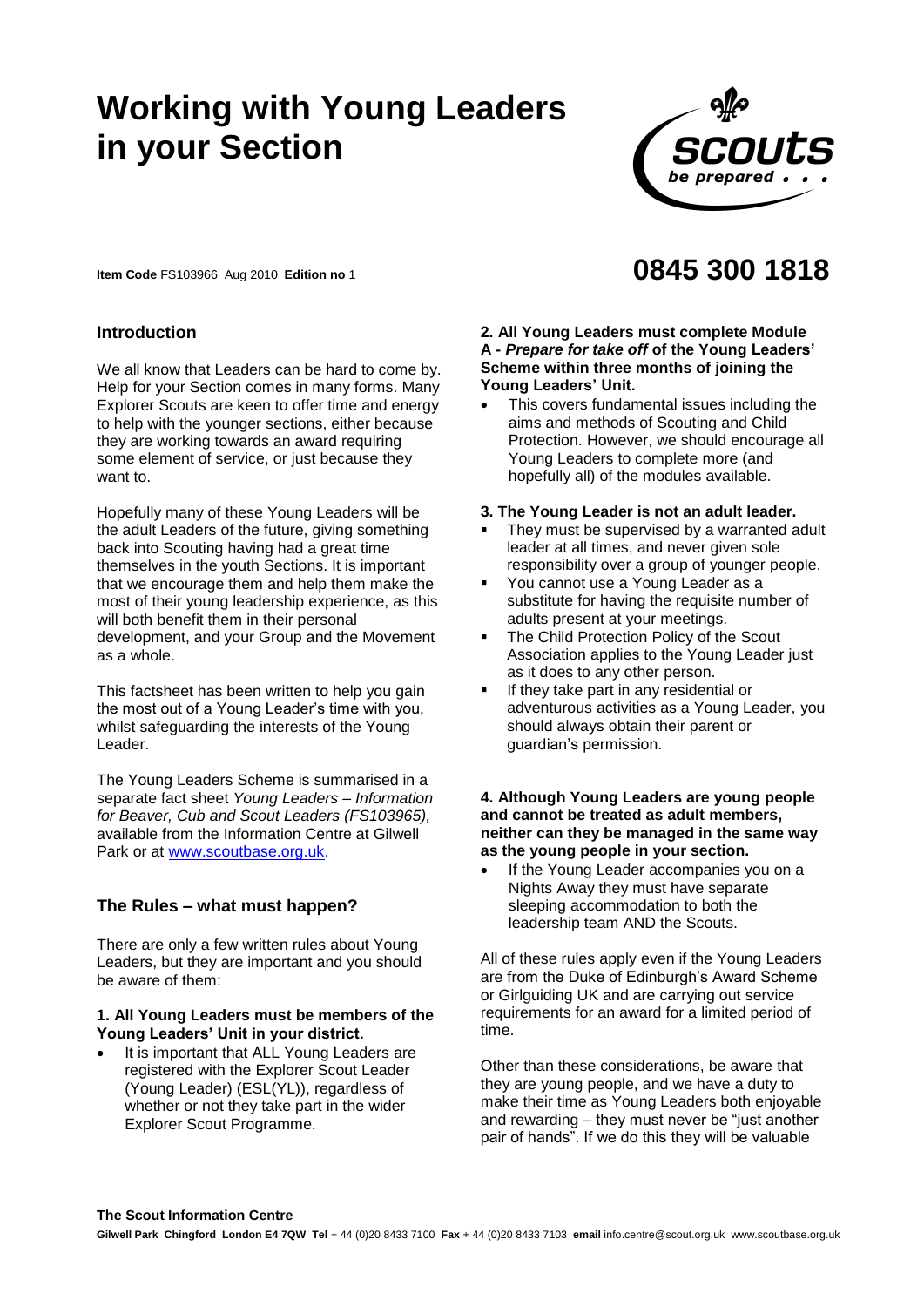# Working with Young Leaders in your Section

**Item Code** FS103966 Aug 2010 **Edition no** 1

**0845 300 1818**

## Introduction

We all know that Leaders can be hard to come by. Help for your Section comes in many forms. Many Explorer Scouts are keen to offer time and energy to help with the younger sections, either because they are working towards an award requiring some element of service, or just because they want to.

Hopefully many of these Young Leaders will be the adult Leaders of the future, giving something back into Scouting having had a great time themselves in the youth Sections. It is important that we encourage them and help them make the most of their young leadership experience, as this will both benefit them in their personal development, and your Group and the Movement as a whole.

This factsheet has been written to help you gain the most out of a Young Leader's time with you, whilst safeguarding the interests of the Young Leader.

The Young Leaders Scheme is summarised in a separate fact sheet *Young Leaders – Information for Beaver, Cub and Scout Leaders (FS103965),* available from the Information Centre at Gilwell Park or at www.scoutbase.org.uk.

## The Rules – what must happen?

There are only a few written rules about Young Leaders, but they are important and you should be aware of them:

**1. All Young Leaders must be members of the Young Leaders' Unit in your district.**

- It is important that ALL Young Leaders are registered with the Explorer Scout Leader (Young Leader) (ESL(YL)), regardless of whether or not they take part in the wider Explorer Scout Programme.

**2. All Young Leaders must complete Module A - *Prepare for take off* of the Young Leaders' Scheme within three months of joining the Young Leaders' Unit.**

- This covers fundamental issues including the aims and methods of Scouting and Child Protection. However, we should encourage all Young Leaders to complete more (and hopefully all) of the modules available.

**3. The Young Leader is not an adult leader.**

- They must be supervised by a warranted adult leader at all times, and never given sole responsibility over a group of younger people.
- You cannot use a Young Leader as a substitute for having the requisite number of adults present at your meetings.
- The Child Protection Policy of the Scout Association applies to the Young Leader just as it does to any other person.
- If they take part in any residential or adventurous activities as a Young Leader, you should always obtain their parent or guardian's permission.

**4. Although Young Leaders are young people and cannot be treated as adult members, neither can they be managed in the same way as the young people in your section.**

- If the Young Leader accompanies you on a Nights Away they must have separate sleeping accommodation to both the leadership team AND the Scouts.

All of these rules apply even if the Young Leaders are from the Duke of Edinburgh's Award Scheme or Girlguiding UK and are carrying out service requirements for an award for a limited period of time.

Other than these considerations, be aware that they are young people, and we have a duty to make their time as Young Leaders both enjoyable and rewarding – they must never be "just another pair of hands". If we do this they will be valuable

**The Scout Information Centre**

**Gilwell Park Chingford London E4 7QW Tel** + 44 (0)20 8433 7100 **Fax** + 44 (0)20 8433 7103 **email** info.centre@scout.org.uk www.scoutbase.org.uk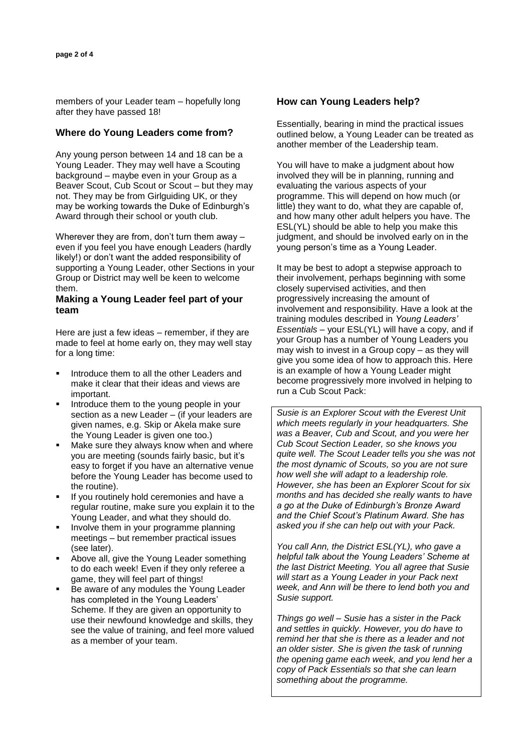members of your Leader team – hopefully long after they have passed 18!

## Where do Young Leaders come from?

Any young person between 14 and 18 can be a Young Leader. They may well have a Scouting background – maybe even in your Group as a Beaver Scout, Cub Scout or Scout – but they may not. They may be from Girlguiding UK, or they may be working towards the Duke of Edinburgh's Award through their school or youth club.

Wherever they are from, don't turn them away – even if you feel you have enough Leaders (hardly likely!) or don't want the added responsibility of supporting a Young Leader, other Sections in your Group or District may well be keen to welcome them.

## Making a Young Leader feel part of your team

Here are just a few ideas – remember, if they are made to feel at home early on, they may well stay for a long time:

- Introduce them to all the other Leaders and make it clear that their ideas and views are important.
- Introduce them to the young people in your section as a new Leader – (if your leaders are given names, e.g. Skip or Akela make sure the Young Leader is given one too.)
- Make sure they always know when and where you are meeting (sounds fairly basic, but it's easy to forget if you have an alternative venue before the Young Leader has become used to the routine).
- If you routinely hold ceremonies and have a regular routine, make sure you explain it to the Young Leader, and what they should do.
- Involve them in your programme planning meetings – but remember practical issues (see later).
- Above all, give the Young Leader something to do each week! Even if they only referee a game, they will feel part of things!
- Be aware of any modules the Young Leader has completed in the Young Leaders' Scheme. If they are given an opportunity to use their newfound knowledge and skills, they see the value of training, and feel more valued as a member of your team.

## How can Young Leaders help?

Essentially, bearing in mind the practical issues outlined below, a Young Leader can be treated as another member of the Leadership team.

You will have to make a judgment about how involved they will be in planning, running and evaluating the various aspects of your programme. This will depend on how much (or little) they want to do, what they are capable of, and how many other adult helpers you have. The ESL(YL) should be able to help you make this judgment, and should be involved early on in the young person's time as a Young Leader.

It may be best to adopt a stepwise approach to their involvement, perhaps beginning with some closely supervised activities, and then progressively increasing the amount of involvement and responsibility. Have a look at the training modules described in *Young Leaders' Essentials* – your ESL(YL) will have a copy, and if your Group has a number of Young Leaders you may wish to invest in a Group copy – as they will give you some idea of how to approach this. Here is an example of how a Young Leader might become progressively more involved in helping to run a Cub Scout Pack:

> *Susie is an Explorer Scout with the Everest Unit which meets regularly in your headquarters. She was a Beaver, Cub and Scout, and you were her Cub Scout Section Leader, so she knows you quite well. The Scout Leader tells you she was not the most dynamic of Scouts, so you are not sure how well she will adapt to a leadership role. However, she has been an Explorer Scout for six months and has decided she really wants to have a go at the Duke of Edinburgh's Bronze Award and the Chief Scout's Platinum Award. She has asked you if she can help out with your Pack.*
>
> *You call Ann, the District ESL(YL), who gave a helpful talk about the Young Leaders' Scheme at the last District Meeting. You all agree that Susie will start as a Young Leader in your Pack next week, and Ann will be there to lend both you and Susie support.*
>
> *Things go well – Susie has a sister in the Pack and settles in quickly. However, you do have to remind her that she is there as a leader and not an older sister. She is given the task of running the opening game each week, and you lend her a copy of Pack Essentials so that she can learn something about the programme.*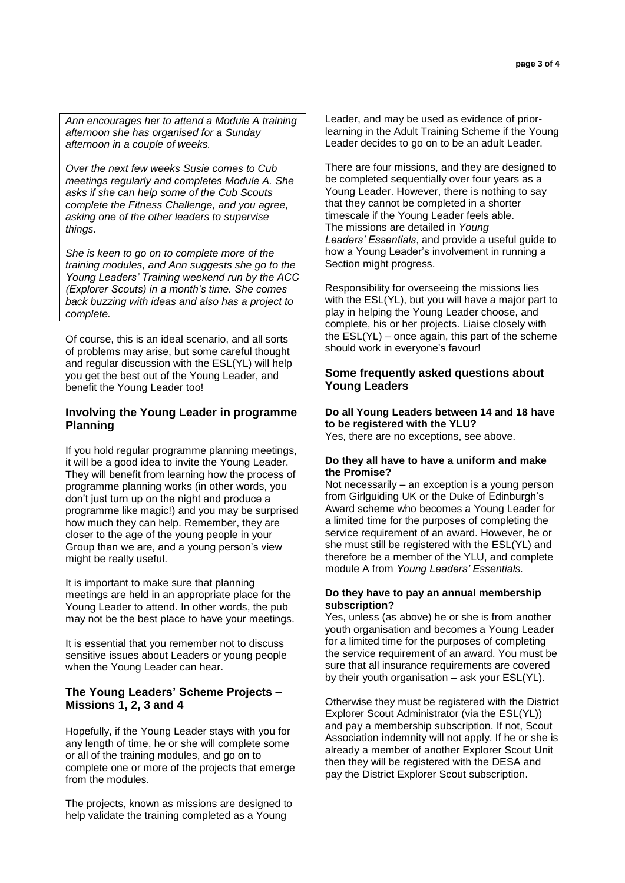*Ann encourages her to attend a Module A training afternoon she has organised for a Sunday afternoon in a couple of weeks.*

*Over the next few weeks Susie comes to Cub meetings regularly and completes Module A. She asks if she can help some of the Cub Scouts complete the Fitness Challenge, and you agree, asking one of the other leaders to supervise things.*

*She is keen to go on to complete more of the training modules, and Ann suggests she go to the Young Leaders' Training weekend run by the ACC (Explorer Scouts) in a month's time. She comes back buzzing with ideas and also has a project to complete.*

Of course, this is an ideal scenario, and all sorts of problems may arise, but some careful thought and regular discussion with the ESL(YL) will help you get the best out of the Young Leader, and benefit the Young Leader too!

### Involving the Young Leader in programme Planning

If you hold regular programme planning meetings, it will be a good idea to invite the Young Leader. They will benefit from learning how the process of programme planning works (in other words, you don't just turn up on the night and produce a programme like magic!) and you may be surprised how much they can help. Remember, they are closer to the age of the young people in your Group than we are, and a young person's view might be really useful.

It is important to make sure that planning meetings are held in an appropriate place for the Young Leader to attend. In other words, the pub may not be the best place to have your meetings.

It is essential that you remember not to discuss sensitive issues about Leaders or young people when the Young Leader can hear.

### The Young Leaders' Scheme Projects – Missions 1, 2, 3 and 4

Hopefully, if the Young Leader stays with you for any length of time, he or she will complete some or all of the training modules, and go on to complete one or more of the projects that emerge from the modules.

The projects, known as missions are designed to help validate the training completed as a Young Leader, and may be used as evidence of prior-learning in the Adult Training Scheme if the Young Leader decides to go on to be an adult Leader.

There are four missions, and they are designed to be completed sequentially over four years as a Young Leader. However, there is nothing to say that they cannot be completed in a shorter timescale if the Young Leader feels able. The missions are detailed in *Young Leaders' Essentials*, and provide a useful guide to how a Young Leader's involvement in running a Section might progress.

Responsibility for overseeing the missions lies with the ESL(YL), but you will have a major part to play in helping the Young Leader choose, and complete, his or her projects. Liaise closely with the ESL(YL) – once again, this part of the scheme should work in everyone's favour!

### Some frequently asked questions about Young Leaders

**Do all Young Leaders between 14 and 18 have to be registered with the YLU?**
Yes, there are no exceptions, see above.

**Do they all have to have a uniform and make the Promise?**
Not necessarily – an exception is a young person from Girlguiding UK or the Duke of Edinburgh's Award scheme who becomes a Young Leader for a limited time for the purposes of completing the service requirement of an award. However, he or she must still be registered with the ESL(YL) and therefore be a member of the YLU, and complete module A from *Young Leaders' Essentials.*

**Do they have to pay an annual membership subscription?**
Yes, unless (as above) he or she is from another youth organisation and becomes a Young Leader for a limited time for the purposes of completing the service requirement of an award. You must be sure that all insurance requirements are covered by their youth organisation – ask your ESL(YL).

Otherwise they must be registered with the District Explorer Scout Administrator (via the ESL(YL)) and pay a membership subscription. If not, Scout Association indemnity will not apply. If he or she is already a member of another Explorer Scout Unit then they will be registered with the DESA and pay the District Explorer Scout subscription.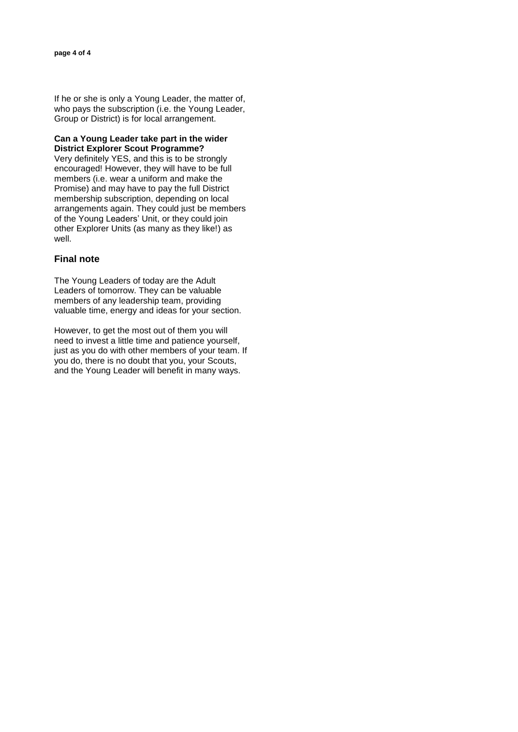If he or she is only a Young Leader, the matter of, who pays the subscription (i.e. the Young Leader, Group or District) is for local arrangement.

**Can a Young Leader take part in the wider District Explorer Scout Programme?**
Very definitely YES, and this is to be strongly encouraged! However, they will have to be full members (i.e. wear a uniform and make the Promise) and may have to pay the full District membership subscription, depending on local arrangements again. They could just be members of the Young Leaders' Unit, or they could join other Explorer Units (as many as they like!) as well.

## Final note

The Young Leaders of today are the Adult Leaders of tomorrow. They can be valuable members of any leadership team, providing valuable time, energy and ideas for your section.

However, to get the most out of them you will need to invest a little time and patience yourself, just as you do with other members of your team. If you do, there is no doubt that you, your Scouts, and the Young Leader will benefit in many ways.